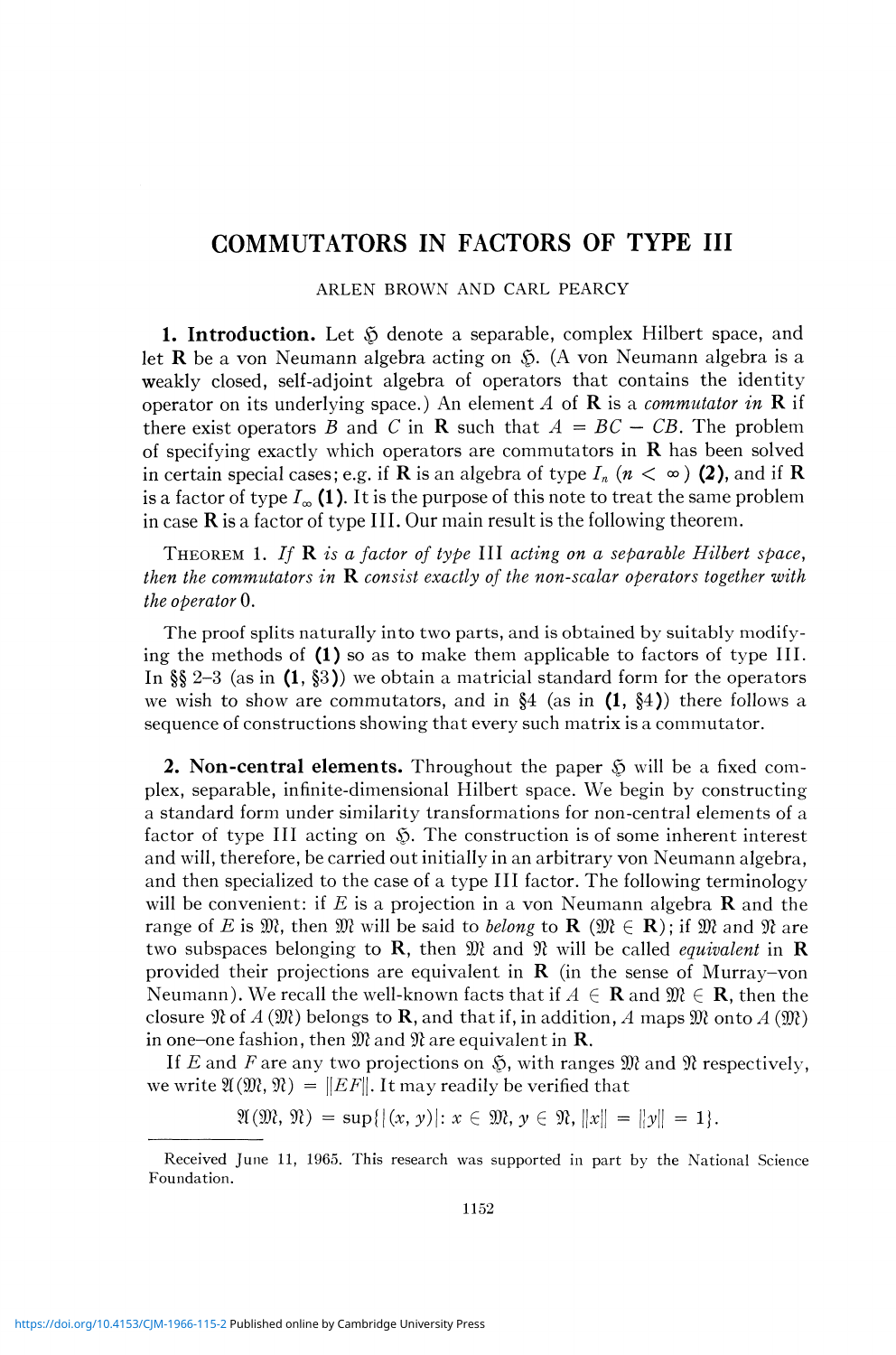# COMMUTATORS IN FACTORS OF TYPE III

ARLEN BROWN AND CARL PEARCY

**1. Introduction.** Let $\mathfrak{H}$ denote a separable, complex Hilbert space, and let $\mathbf{R}$ be a von Neumann algebra acting on $\mathfrak{H}$. (A von Neumann algebra is a weakly closed, self-adjoint algebra of operators that contains the identity operator on its underlying space.) An element $A$ of $\mathbf{R}$ is a *commutator in* $\mathbf{R}$ if there exist operators $B$ and $C$ in $\mathbf{R}$ such that $A = BC - CB$. The problem of specifying exactly which operators are commutators in $\mathbf{R}$ has been solved in certain special cases; e.g. if $\mathbf{R}$ is an algebra of type $I_n$ ($n < \infty$) **(2)**, and if $\mathbf{R}$ is a factor of type $I_\infty$ **(1)**. It is the purpose of this note to treat the same problem in case $\mathbf{R}$ is a factor of type III. Our main result is the following theorem.

THEOREM 1. *If* $\mathbf{R}$ *is a factor of type* III *acting on a separable Hilbert space, then the commutators in* $\mathbf{R}$ *consist exactly of the non-scalar operators together with the operator* 0.

The proof splits naturally into two parts, and is obtained by suitably modifying the methods of **(1)** so as to make them applicable to factors of type III. In §§ 2–3 (as in (**1**, §3)) we obtain a matricial standard form for the operators we wish to show are commutators, and in §4 (as in (**1**, §4)) there follows a sequence of constructions showing that every such matrix is a commutator.

**2. Non-central elements.** Throughout the paper $\mathfrak{H}$ will be a fixed complex, separable, infinite-dimensional Hilbert space. We begin by constructing a standard form under similarity transformations for non-central elements of a factor of type III acting on $\mathfrak{H}$. The construction is of some inherent interest and will, therefore, be carried out initially in an arbitrary von Neumann algebra, and then specialized to the case of a type III factor. The following terminology will be convenient: if $E$ is a projection in a von Neumann algebra $\mathbf{R}$ and the range of $E$ is $\mathfrak{M}$, then $\mathfrak{M}$ will be said to *belong* to $\mathbf{R}$ ($\mathfrak{M} \in \mathbf{R}$); if $\mathfrak{M}$ and $\mathfrak{N}$ are two subspaces belonging to $\mathbf{R}$, then $\mathfrak{M}$ and $\mathfrak{N}$ will be called *equivalent* in $\mathbf{R}$ provided their projections are equivalent in $\mathbf{R}$ (in the sense of Murray–von Neumann). We recall the well-known facts that if $A \in \mathbf{R}$ and $\mathfrak{M} \in \mathbf{R}$, then the closure $\mathfrak{N}$ of $A(\mathfrak{M})$ belongs to $\mathbf{R}$, and that if, in addition, $A$ maps $\mathfrak{M}$ onto $A(\mathfrak{M})$ in one–one fashion, then $\mathfrak{M}$ and $\mathfrak{N}$ are equivalent in $\mathbf{R}$.

If $E$ and $F$ are any two projections on $\mathfrak{H}$, with ranges $\mathfrak{M}$ and $\mathfrak{N}$ respectively, we write $\mathfrak{A}(\mathfrak{M}, \mathfrak{N}) = \|EF\|$. It may readily be verified that

$$\mathfrak{A}(\mathfrak{M}, \mathfrak{N}) = \sup\{|(x, y)| : x \in \mathfrak{M}, y \in \mathfrak{N}, \|x\| = \|y\| = 1\}.$$

Received June 11, 1965. This research was supported in part by the National Science Foundation.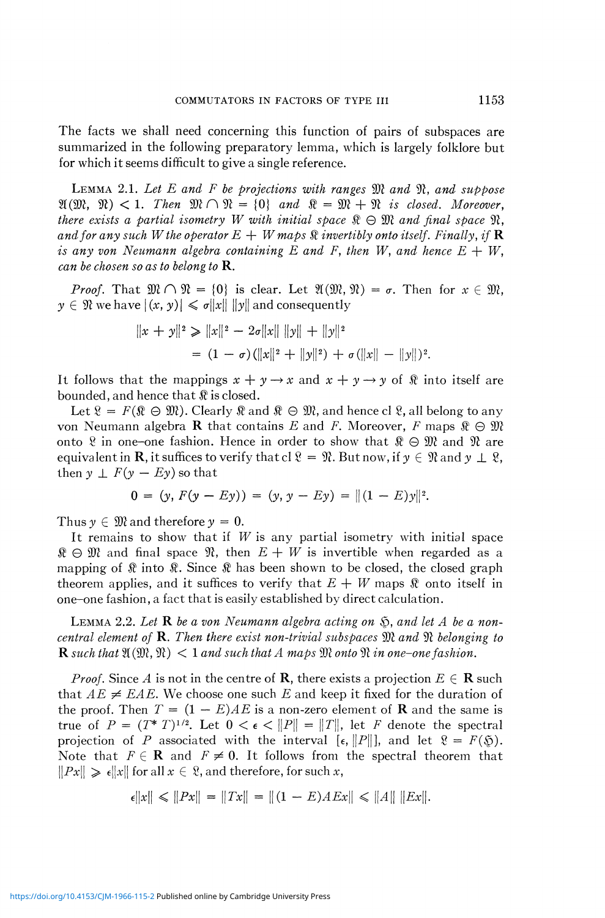The facts we shall need concerning this function of pairs of subspaces are summarized in the following preparatory lemma, which is largely folklore but for which it seems difficult to give a single reference.

LEMMA 2.1. *Let $E$ and $F$ be projections with ranges $\mathfrak{M}$ and $\mathfrak{N}$, and suppose $\mathfrak{A}(\mathfrak{M}, \mathfrak{N}) < 1$. Then $\mathfrak{M} \cap \mathfrak{N} = \{0\}$ and $\mathfrak{K} = \mathfrak{M} + \mathfrak{N}$ is closed. Moreover, there exists a partial isometry $W$ with initial space $\mathfrak{K} \ominus \mathfrak{M}$ and final space $\mathfrak{N}$, and for any such $W$ the operator $E + W$ maps $\mathfrak{K}$ invertibly onto itself. Finally, if $\mathbf{R}$ is any von Neumann algebra containing $E$ and $F$, then $W$, and hence $E + W$, can be chosen so as to belong to $\mathbf{R}$.*

*Proof.* That $\mathfrak{M} \cap \mathfrak{N} = \{0\}$ is clear. Let $\mathfrak{A}(\mathfrak{M}, \mathfrak{N}) = \sigma$. Then for $x \in \mathfrak{M}$, $y \in \mathfrak{N}$ we have $|(x, y)| \leqslant \sigma\|x\| \, \|y\|$ and consequently

$$\begin{aligned}
\|x + y\|^2 &\geqslant \|x\|^2 - 2\sigma\|x\| \, \|y\| + \|y\|^2 \\
&= (1 - \sigma)(\|x\|^2 + \|y\|^2) + \sigma(\|x\| - \|y\|)^2.
\end{aligned}$$

It follows that the mappings $x + y \rightarrow x$ and $x + y \rightarrow y$ of $\mathfrak{K}$ into itself are bounded, and hence that $\mathfrak{K}$ is closed.

Let $\mathfrak{L} = F(\mathfrak{K} \ominus \mathfrak{M})$. Clearly $\mathfrak{K}$ and $\mathfrak{K} \ominus \mathfrak{M}$, and hence cl $\mathfrak{L}$, all belong to any von Neumann algebra $\mathbf{R}$ that contains $E$ and $F$. Moreover, $F$ maps $\mathfrak{K} \ominus \mathfrak{M}$ onto $\mathfrak{L}$ in one–one fashion. Hence in order to show that $\mathfrak{K} \ominus \mathfrak{M}$ and $\mathfrak{N}$ are equivalent in $\mathbf{R}$, it suffices to verify that cl $\mathfrak{L} = \mathfrak{N}$. But now, if $y \in \mathfrak{N}$ and $y \perp \mathfrak{L}$, then $y \perp F(y - Ey)$ so that

$$0 = (y, F(y - Ey)) = (y, y - Ey) = \|(1 - E)y\|^2.$$

Thus $y \in \mathfrak{M}$ and therefore $y = 0$.

It remains to show that if $W$ is any partial isometry with initial space $\mathfrak{K} \ominus \mathfrak{M}$ and final space $\mathfrak{N}$, then $E + W$ is invertible when regarded as a mapping of $\mathfrak{K}$ into $\mathfrak{K}$. Since $\mathfrak{K}$ has been shown to be closed, the closed graph theorem applies, and it suffices to verify that $E + W$ maps $\mathfrak{K}$ onto itself in one–one fashion, a fact that is easily established by direct calculation.

LEMMA 2.2. *Let $\mathbf{R}$ be a von Neumann algebra acting on $\mathfrak{H}$, and let $A$ be a non-central element of $\mathbf{R}$. Then there exist non-trivial subspaces $\mathfrak{M}$ and $\mathfrak{N}$ belonging to $\mathbf{R}$ such that $\mathfrak{A}(\mathfrak{M}, \mathfrak{N}) < 1$ and such that $A$ maps $\mathfrak{M}$ onto $\mathfrak{N}$ in one–one fashion.*

*Proof.* Since $A$ is not in the centre of $\mathbf{R}$, there exists a projection $E \in \mathbf{R}$ such that $AE \neq EAE$. We choose one such $E$ and keep it fixed for the duration of the proof. Then $T = (1 - E)AE$ is a non-zero element of $\mathbf{R}$ and the same is true of $P = (T^* T)^{1/2}$. Let $0 < \epsilon < \|P\| = \|T\|$, let $F$ denote the spectral projection of $P$ associated with the interval $[\epsilon, \|P\|]$, and let $\mathfrak{L} = F(\mathfrak{H})$. Note that $F \in \mathbf{R}$ and $F \neq 0$. It follows from the spectral theorem that $\|Px\| \geqslant \epsilon\|x\|$ for all $x \in \mathfrak{L}$, and therefore, for such $x$,

$$\epsilon\|x\| \leqslant \|Px\| = \|Tx\| = \|(1 - E)AEx\| \leqslant \|A\| \, \|Ex\|.$$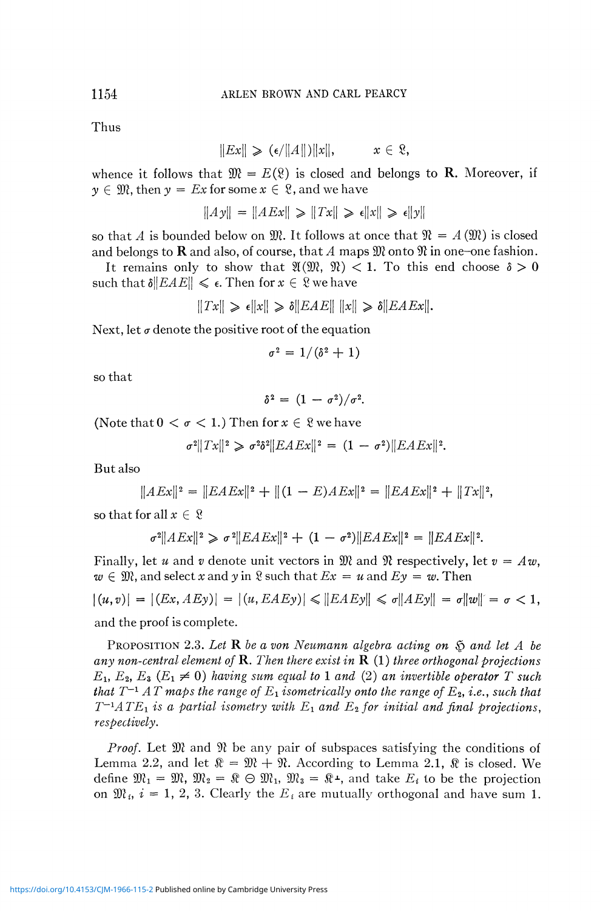Thus

$$\|Ex\| \geqslant (\epsilon/\|A\|)\|x\|, \qquad x \in \mathfrak{L},$$

whence it follows that $\mathfrak{M} = E(\mathfrak{L})$ is closed and belongs to $\mathbf{R}$. Moreover, if $y \in \mathfrak{M}$, then $y = Ex$ for some $x \in \mathfrak{L}$, and we have

$$\|Ay\| = \|AEx\| \geqslant \|Tx\| \geqslant \epsilon\|x\| \geqslant \epsilon\|y\|$$

so that $A$ is bounded below on $\mathfrak{M}$. It follows at once that $\mathfrak{N} = A(\mathfrak{M})$ is closed and belongs to $\mathbf{R}$ and also, of course, that $A$ maps $\mathfrak{M}$ onto $\mathfrak{N}$ in one–one fashion.

It remains only to show that $\mathfrak{A}(\mathfrak{M}, \mathfrak{N}) < 1$. To this end choose $\delta > 0$ such that $\delta\|EAE\| \leqslant \epsilon$. Then for $x \in \mathfrak{L}$ we have

$$\|Tx\| \geqslant \epsilon\|x\| \geqslant \delta\|EAE\|\,\|x\| \geqslant \delta\|EAEx\|.$$

Next, let $\sigma$ denote the positive root of the equation

$$\sigma^2 = 1/(\delta^2 + 1)$$

so that

$$\delta^2 = (1 - \sigma^2)/\sigma^2.$$

(Note that $0 < \sigma < 1$.) Then for $x \in \mathfrak{L}$ we have

$$\sigma^2\|Tx\|^2 \geqslant \sigma^2\delta^2\|EAEx\|^2 = (1 - \sigma^2)\|EAEx\|^2.$$

But also

$$\|AEx\|^2 = \|EAEx\|^2 + \|(1 - E)AEx\|^2 = \|EAEx\|^2 + \|Tx\|^2,$$

so that for all $x \in \mathfrak{L}$

$$\sigma^2\|AEx\|^2 \geqslant \sigma^2\|EAEx\|^2 + (1 - \sigma^2)\|EAEx\|^2 = \|EAEx\|^2.$$

Finally, let $u$ and $v$ denote unit vectors in $\mathfrak{M}$ and $\mathfrak{N}$ respectively, let $v = Aw$, $w \in \mathfrak{M}$, and select $x$ and $y$ in $\mathfrak{L}$ such that $Ex = u$ and $Ey = w$. Then

$$|(u, v)| = |(Ex, AEy)| = |(u, EAEy)| \leqslant \|EAEy\| \leqslant \sigma\|AEy\| = \sigma\|w\| = \sigma < 1,$$

and the proof is complete.

Proposition 2.3. *Let $\mathbf{R}$ be a von Neumann algebra acting on $\mathfrak{H}$ and let $A$ be any non-central element of $\mathbf{R}$. Then there exist in $\mathbf{R}$ (1) three orthogonal projections $E_1$, $E_2$, $E_3$ ($E_1 \neq 0$) having sum equal to 1 and (2) an invertible operator $T$ such that $T^{-1}AT$ maps the range of $E_1$ isometrically onto the range of $E_2$, i.e., such that $T^{-1}ATE_1$ is a partial isometry with $E_1$ and $E_2$ for initial and final projections, respectively.*

*Proof.* Let $\mathfrak{M}$ and $\mathfrak{N}$ be any pair of subspaces satisfying the conditions of Lemma 2.2, and let $\mathfrak{K} = \mathfrak{M} + \mathfrak{N}$. According to Lemma 2.1, $\mathfrak{K}$ is closed. We define $\mathfrak{M}_1 = \mathfrak{M}$, $\mathfrak{M}_2 = \mathfrak{K} \ominus \mathfrak{M}_1$, $\mathfrak{M}_3 = \mathfrak{K}^\perp$, and take $E_i$ to be the projection on $\mathfrak{M}_i$, $i = 1, 2, 3$. Clearly the $E_i$ are mutually orthogonal and have sum 1.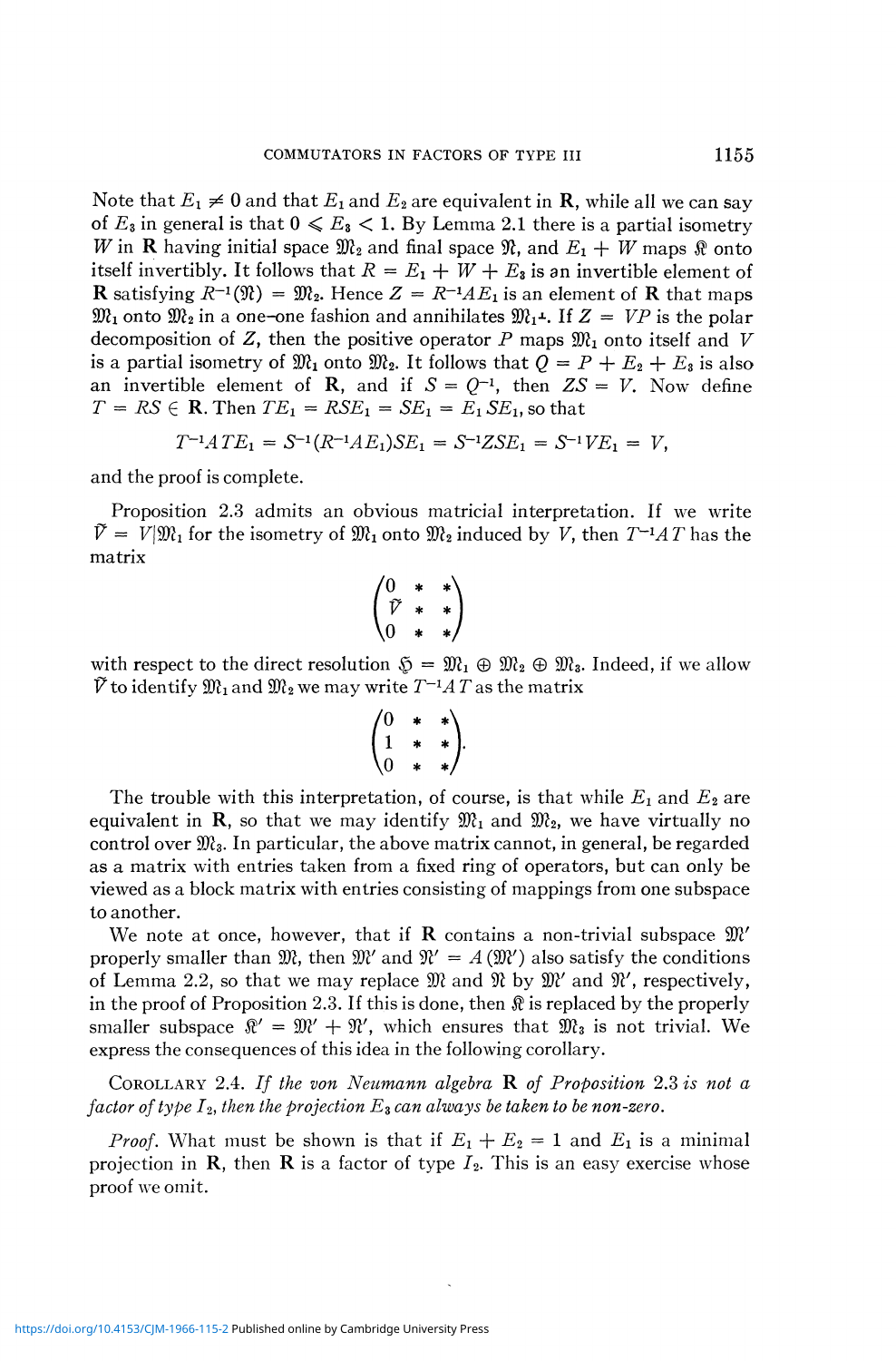Note that $E_1 \neq 0$ and that $E_1$ and $E_2$ are equivalent in $\mathbf{R}$, while all we can say of $E_3$ in general is that $0 \leqslant E_3 < 1$. By Lemma 2.1 there is a partial isometry $W$ in $\mathbf{R}$ having initial space $\mathfrak{M}_2$ and final space $\mathfrak{N}$, and $E_1 + W$ maps $\mathfrak{K}$ onto itself invertibly. It follows that $R = E_1 + W + E_3$ is an invertible element of $\mathbf{R}$ satisfying $R^{-1}(\mathfrak{N}) = \mathfrak{M}_2$. Hence $Z = R^{-1}AE_1$ is an element of $\mathbf{R}$ that maps $\mathfrak{M}_1$ onto $\mathfrak{M}_2$ in a one–one fashion and annihilates $\mathfrak{M}_1^{\perp}$. If $Z = VP$ is the polar decomposition of $Z$, then the positive operator $P$ maps $\mathfrak{M}_1$ onto itself and $V$ is a partial isometry of $\mathfrak{M}_1$ onto $\mathfrak{M}_2$. It follows that $Q = P + E_2 + E_3$ is also an invertible element of $\mathbf{R}$, and if $S = Q^{-1}$, then $ZS = V$. Now define $T = RS \in \mathbf{R}$. Then $TE_1 = RSE_1 = SE_1 = E_1 SE_1$, so that

$$T^{-1}ATE_1 = S^{-1}(R^{-1}AE_1)SE_1 = S^{-1}ZSE_1 = S^{-1}VE_1 = V,$$

and the proof is complete.

Proposition 2.3 admits an obvious matricial interpretation. If we write $\tilde{V} = V|\mathfrak{M}_1$ for the isometry of $\mathfrak{M}_1$ onto $\mathfrak{M}_2$ induced by $V$, then $T^{-1}AT$ has the matrix

$$\begin{pmatrix} 0 & * & * \\ \tilde{V} & * & * \\ 0 & * & * \end{pmatrix}$$

with respect to the direct resolution $\mathfrak{H} = \mathfrak{M}_1 \oplus \mathfrak{M}_2 \oplus \mathfrak{M}_3$. Indeed, if we allow $\tilde{V}$ to identify $\mathfrak{M}_1$ and $\mathfrak{M}_2$ we may write $T^{-1}AT$ as the matrix

$$\begin{pmatrix} 0 & * & * \\ 1 & * & * \\ 0 & * & * \end{pmatrix}.$$

The trouble with this interpretation, of course, is that while $E_1$ and $E_2$ are equivalent in $\mathbf{R}$, so that we may identify $\mathfrak{M}_1$ and $\mathfrak{M}_2$, we have virtually no control over $\mathfrak{M}_3$. In particular, the above matrix cannot, in general, be regarded as a matrix with entries taken from a fixed ring of operators, but can only be viewed as a block matrix with entries consisting of mappings from one subspace to another.

We note at once, however, that if $\mathbf{R}$ contains a non-trivial subspace $\mathfrak{M}'$ properly smaller than $\mathfrak{M}$, then $\mathfrak{M}'$ and $\mathfrak{N}' = A(\mathfrak{M}')$ also satisfy the conditions of Lemma 2.2, so that we may replace $\mathfrak{M}$ and $\mathfrak{N}$ by $\mathfrak{M}'$ and $\mathfrak{N}'$, respectively, in the proof of Proposition 2.3. If this is done, then $\mathfrak{K}$ is replaced by the properly smaller subspace $\mathfrak{K}' = \mathfrak{M}' + \mathfrak{N}'$, which ensures that $\mathfrak{M}_3$ is not trivial. We express the consequences of this idea in the following corollary.

Corollary 2.4. *If the von Neumann algebra* $\mathbf{R}$ *of Proposition* 2.3 *is not a factor of type* $I_2$, *then the projection* $E_3$ *can always be taken to be non-zero.*

*Proof.* What must be shown is that if $E_1 + E_2 = 1$ and $E_1$ is a minimal projection in $\mathbf{R}$, then $\mathbf{R}$ is a factor of type $I_2$. This is an easy exercise whose proof we omit.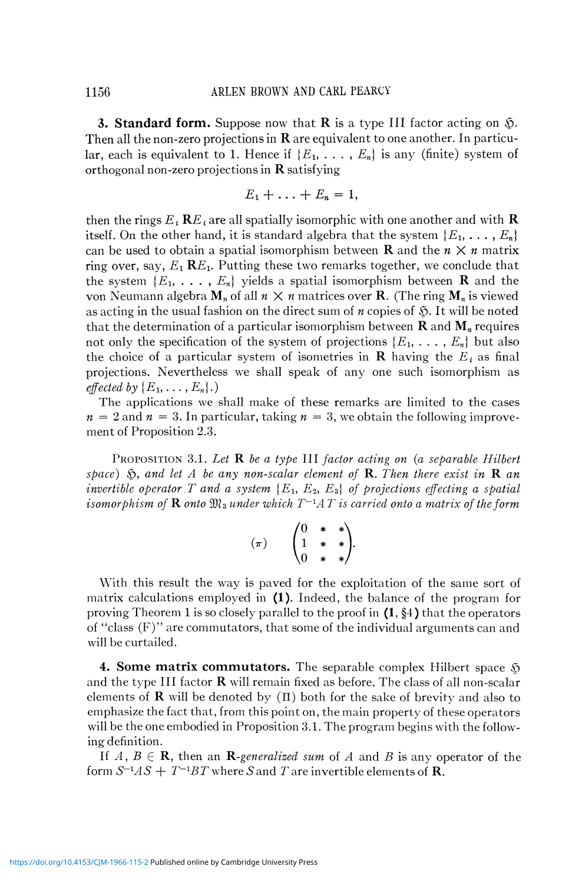**3. Standard form.** Suppose now that $\mathbf{R}$ is a type III factor acting on $\mathfrak{H}$. Then all the non-zero projections in $\mathbf{R}$ are equivalent to one another. In particular, each is equivalent to 1. Hence if $\{E_1, \ldots, E_n\}$ is any (finite) system of orthogonal non-zero projections in $\mathbf{R}$ satisfying

$$E_1 + \ldots + E_n = 1,$$

then the rings $E_i \mathbf{R} E_i$ are all spatially isomorphic with one another and with $\mathbf{R}$ itself. On the other hand, it is standard algebra that the system $\{E_1, \ldots, E_n\}$ can be used to obtain a spatial isomorphism between $\mathbf{R}$ and the $n \times n$ matrix ring over, say, $E_1 \mathbf{R} E_1$. Putting these two remarks together, we conclude that the system $\{E_1, \ldots, E_n\}$ yields a spatial isomorphism between $\mathbf{R}$ and the von Neumann algebra $\mathbf{M}_n$ of all $n \times n$ matrices over $\mathbf{R}$. (The ring $\mathbf{M}_n$ is viewed as acting in the usual fashion on the direct sum of $n$ copies of $\mathfrak{H}$. It will be noted that the determination of a particular isomorphism between $\mathbf{R}$ and $\mathbf{M}_n$ requires not only the specification of the system of projections $\{E_1, \ldots, E_n\}$ but also the choice of a particular system of isometries in $\mathbf{R}$ having the $E_i$ as final projections. Nevertheless we shall speak of any one such isomorphism as *effected by* $\{E_1, \ldots, E_n\}$.)

The applications we shall make of these remarks are limited to the cases $n = 2$ and $n = 3$. In particular, taking $n = 3$, we obtain the following improvement of Proposition 2.3.

Proposition 3.1. *Let* $\mathbf{R}$ *be a type* III *factor acting on (a separable Hilbert space)* $\mathfrak{H}$, *and let* $A$ *be any non-scalar element of* $\mathbf{R}$. *Then there exist in* $\mathbf{R}$ *an invertible operator* $T$ *and a system* $\{E_1, E_2, E_3\}$ *of projections effecting a spatial isomorphism of* $\mathbf{R}$ *onto* $\mathfrak{M}_3$ *under which* $T^{-1}AT$ *is carried onto a matrix of the form*

$$(\pi) \qquad \begin{pmatrix} 0 & * & * \\ 1 & * & * \\ 0 & * & * \end{pmatrix}.$$

With this result the way is paved for the exploitation of the same sort of matrix calculations employed in **(1)**. Indeed, the balance of the program for proving Theorem 1 is so closely parallel to the proof in **(1**, §4**)** that the operators of "class (F)" are commutators, that some of the individual arguments can and will be curtailed.

**4. Some matrix commutators.** The separable complex Hilbert space $\mathfrak{H}$ and the type III factor $\mathbf{R}$ will remain fixed as before. The class of all non-scalar elements of $\mathbf{R}$ will be denoted by $(\Pi)$ both for the sake of brevity and also to emphasize the fact that, from this point on, the main property of these operators will be the one embodied in Proposition 3.1. The program begins with the following definition.

If $A, B \in \mathbf{R}$, then an $\mathbf{R}$*-generalized sum* of $A$ and $B$ is any operator of the form $S^{-1}AS + T^{-1}BT$ where $S$ and $T$ are invertible elements of $\mathbf{R}$.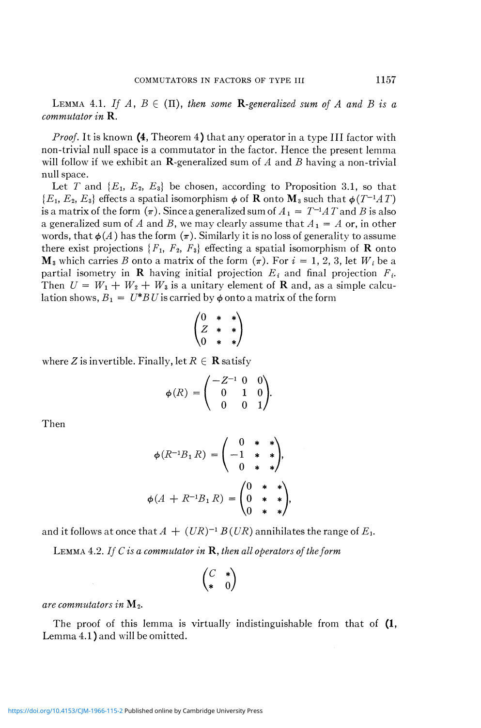LEMMA 4.1. *If $A$, $B \in (\Pi)$, then some* $\mathbf{R}$*-generalized sum of $A$ and $B$ is a commutator in* $\mathbf{R}$.

*Proof.* It is known **(4**, Theorem 4**)** that any operator in a type III factor with non-trivial null space is a commutator in the factor. Hence the present lemma will follow if we exhibit an $\mathbf{R}$-generalized sum of $A$ and $B$ having a non-trivial null space.

Let $T$ and $\{E_1, E_2, E_3\}$ be chosen, according to Proposition 3.1, so that $\{E_1, E_2, E_3\}$ effects a spatial isomorphism $\phi$ of $\mathbf{R}$ onto $\mathbf{M}_3$ such that $\phi(T^{-1}AT)$ is a matrix of the form $(\pi)$. Since a generalized sum of $A_1 = T^{-1}AT$ and $B$ is also a generalized sum of $A$ and $B$, we may clearly assume that $A_1 = A$ or, in other words, that $\phi(A)$ has the form $(\pi)$. Similarly it is no loss of generality to assume there exist projections $\{F_1, F_2, F_3\}$ effecting a spatial isomorphism of $\mathbf{R}$ onto $\mathbf{M}_3$ which carries $B$ onto a matrix of the form $(\pi)$. For $i = 1, 2, 3$, let $W_i$ be a partial isometry in $\mathbf{R}$ having initial projection $E_i$ and final projection $F_i$. Then $U = W_1 + W_2 + W_3$ is a unitary element of $\mathbf{R}$ and, as a simple calculation shows, $B_1 = U^*BU$ is carried by $\phi$ onto a matrix of the form

$$\begin{pmatrix} 0 & * & * \\ Z & * & * \\ 0 & * & * \end{pmatrix}$$

where $Z$ is invertible. Finally, let $R \in \mathbf{R}$ satisfy

$$\phi(R) = \begin{pmatrix} -Z^{-1} & 0 & 0 \\ 0 & 1 & 0 \\ 0 & 0 & 1 \end{pmatrix}.$$

Then

$$\phi(R^{-1}B_1 R) = \begin{pmatrix} 0 & * & * \\ -1 & * & * \\ 0 & * & * \end{pmatrix},$$

$$\phi(A + R^{-1}B_1 R) = \begin{pmatrix} 0 & * & * \\ 0 & * & * \\ 0 & * & * \end{pmatrix},$$

and it follows at once that $A + (UR)^{-1}B(UR)$ annihilates the range of $E_1$.

LEMMA 4.2. *If $C$ is a commutator in* $\mathbf{R}$*, then all operators of the form*

$$\begin{pmatrix} C & * \\ * & 0 \end{pmatrix}$$

*are commutators in* $\mathbf{M}_2$.

The proof of this lemma is virtually indistinguishable from that of **(1**, Lemma 4.1**)** and will be omitted.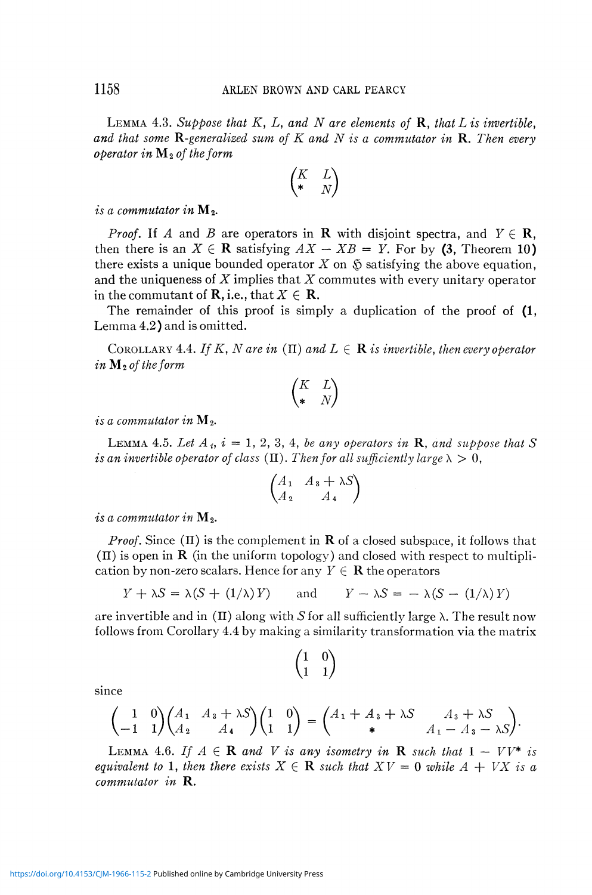LEMMA 4.3. *Suppose that $K$, $L$, and $N$ are elements of* $\mathbf{R}$, *that $L$ is invertible, and that some* $\mathbf{R}$*-generalized sum of $K$ and $N$ is a commutator in* $\mathbf{R}$. *Then every operator in* $\mathbf{M}_2$ *of the form*

$$\begin{pmatrix} K & L \\ * & N \end{pmatrix}$$

*is a commutator in* $\mathbf{M}_2$.

*Proof.* If $A$ and $B$ are operators in $\mathbf{R}$ with disjoint spectra, and $Y \in \mathbf{R}$, then there is an $X \in \mathbf{R}$ satisfying $AX - XB = Y$. For by **(3,** Theorem 10**)** there exists a unique bounded operator $X$ on $\mathfrak{H}$ satisfying the above equation, and the uniqueness of $X$ implies that $X$ commutes with every unitary operator in the commutant of $\mathbf{R}$, i.e., that $X \in \mathbf{R}$.

The remainder of this proof is simply a duplication of the proof of **(1,** Lemma 4.2**)** and is omitted.

COROLLARY 4.4. *If $K$, $N$ are in* (II) *and $L \in \mathbf{R}$ is invertible, then every operator in* $\mathbf{M}_2$ *of the form*

$$\begin{pmatrix} K & L \\ * & N \end{pmatrix}$$

*is a commutator in* $\mathbf{M}_2$.

LEMMA 4.5. *Let $A_i$, $i = 1, 2, 3, 4$, be any operators in* $\mathbf{R}$, *and suppose that $S$ is an invertible operator of class* (II). *Then for all sufficiently large $\lambda > 0$,*

$$\begin{pmatrix} A_1 & A_3 + \lambda S \\ A_2 & A_4 \end{pmatrix}$$

*is a commutator in* $\mathbf{M}_2$.

*Proof.* Since (II) is the complement in $\mathbf{R}$ of a closed subspace, it follows that (II) is open in $\mathbf{R}$ (in the uniform topology) and closed with respect to multiplication by non-zero scalars. Hence for any $Y \in \mathbf{R}$ the operators

$$Y + \lambda S = \lambda(S + (1/\lambda)Y) \qquad \text{and} \qquad Y - \lambda S = -\lambda(S - (1/\lambda)Y)$$

are invertible and in (II) along with $S$ for all sufficiently large $\lambda$. The result now follows from Corollary 4.4 by making a similarity transformation via the matrix

$$\begin{pmatrix} 1 & 0 \\ 1 & 1 \end{pmatrix}$$

since

$$\begin{pmatrix} 1 & 0 \\ -1 & 1 \end{pmatrix}\begin{pmatrix} A_1 & A_3 + \lambda S \\ A_2 & A_4 \end{pmatrix}\begin{pmatrix} 1 & 0 \\ 1 & 1 \end{pmatrix} = \begin{pmatrix} A_1 + A_3 + \lambda S & A_3 + \lambda S \\ * & A_1 - A_3 - \lambda S \end{pmatrix}.$$

LEMMA 4.6. *If $A \in \mathbf{R}$ and $V$ is any isometry in* $\mathbf{R}$ *such that $1 - VV^*$ is equivalent to* $1$, *then there exists $X \in \mathbf{R}$ such that $XV = 0$ while $A + VX$ is a commutator in* $\mathbf{R}$.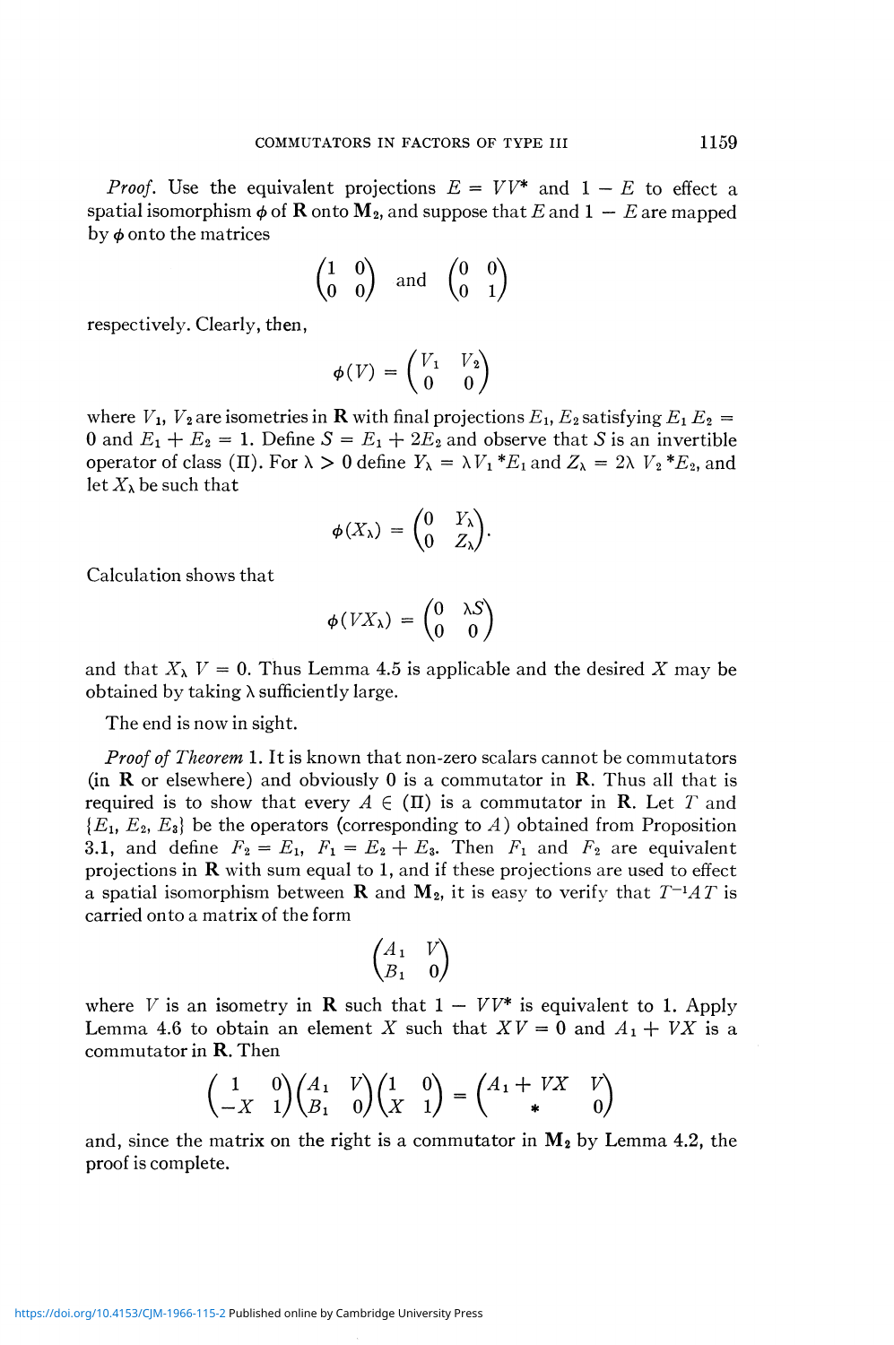*Proof.* Use the equivalent projections $E = VV^*$ and $1 - E$ to effect a spatial isomorphism $\phi$ of $\mathbf{R}$ onto $\mathbf{M}_2$, and suppose that $E$ and $1 - E$ are mapped by $\phi$ onto the matrices

$$\begin{pmatrix} 1 & 0 \\ 0 & 0 \end{pmatrix} \quad \text{and} \quad \begin{pmatrix} 0 & 0 \\ 0 & 1 \end{pmatrix}$$

respectively. Clearly, then,

$$\phi(V) = \begin{pmatrix} V_1 & V_2 \\ 0 & 0 \end{pmatrix}$$

where $V_1$, $V_2$ are isometries in $\mathbf{R}$ with final projections $E_1, E_2$ satisfying $E_1 E_2 = 0$ and $E_1 + E_2 = 1$. Define $S = E_1 + 2E_2$ and observe that $S$ is an invertible operator of class (II). For $\lambda > 0$ define $Y_\lambda = \lambda V_1{}^* E_1$ and $Z_\lambda = 2\lambda\, V_2{}^* E_2$, and let $X_\lambda$ be such that

$$\phi(X_\lambda) = \begin{pmatrix} 0 & Y_\lambda \\ 0 & Z_\lambda \end{pmatrix}.$$

Calculation shows that

$$\phi(VX_\lambda) = \begin{pmatrix} 0 & \lambda S \\ 0 & 0 \end{pmatrix}$$

and that $X_\lambda V = 0$. Thus Lemma 4.5 is applicable and the desired $X$ may be obtained by taking $\lambda$ sufficiently large.

The end is now in sight.

*Proof of Theorem* 1. It is known that non-zero scalars cannot be commutators (in $\mathbf{R}$ or elsewhere) and obviously 0 is a commutator in $\mathbf{R}$. Thus all that is required is to show that every $A \in$ (II) is a commutator in $\mathbf{R}$. Let $T$ and $\{E_1, E_2, E_3\}$ be the operators (corresponding to $A$) obtained from Proposition 3.1, and define $F_2 = E_1$, $F_1 = E_2 + E_3$. Then $F_1$ and $F_2$ are equivalent projections in $\mathbf{R}$ with sum equal to 1, and if these projections are used to effect a spatial isomorphism between $\mathbf{R}$ and $\mathbf{M}_2$, it is easy to verify that $T^{-1}AT$ is carried onto a matrix of the form

$$\begin{pmatrix} A_1 & V \\ B_1 & 0 \end{pmatrix}$$

where $V$ is an isometry in $\mathbf{R}$ such that $1 - VV^*$ is equivalent to 1. Apply Lemma 4.6 to obtain an element $X$ such that $XV = 0$ and $A_1 + VX$ is a commutator in $\mathbf{R}$. Then

$$\begin{pmatrix} 1 & 0 \\ -X & 1 \end{pmatrix} \begin{pmatrix} A_1 & V \\ B_1 & 0 \end{pmatrix} \begin{pmatrix} 1 & 0 \\ X & 1 \end{pmatrix} = \begin{pmatrix} A_1 + VX & V \\ * & 0 \end{pmatrix}$$

and, since the matrix on the right is a commutator in $\mathbf{M}_2$ by Lemma 4.2, the proof is complete.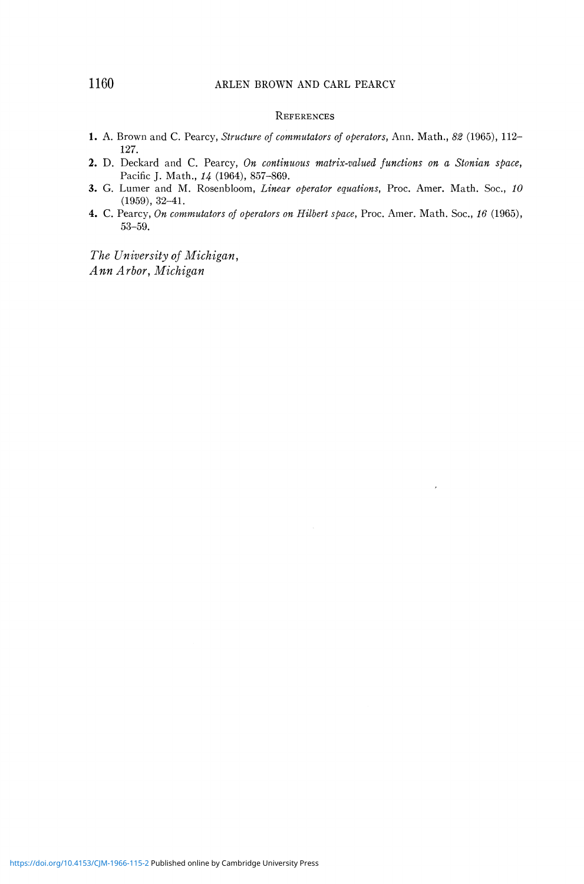## References

1. A. Brown and C. Pearcy, *Structure of commutators of operators*, Ann. Math., *82* (1965), 112–127.
2. D. Deckard and C. Pearcy, *On continuous matrix-valued functions on a Stonian space*, Pacific J. Math., *14* (1964), 857–869.
3. G. Lumer and M. Rosenbloom, *Linear operator equations*, Proc. Amer. Math. Soc., *10* (1959), 32–41.
4. C. Pearcy, *On commutators of operators on Hilbert space*, Proc. Amer. Math. Soc., *16* (1965), 53–59.

*The University of Michigan,*
*Ann Arbor, Michigan*